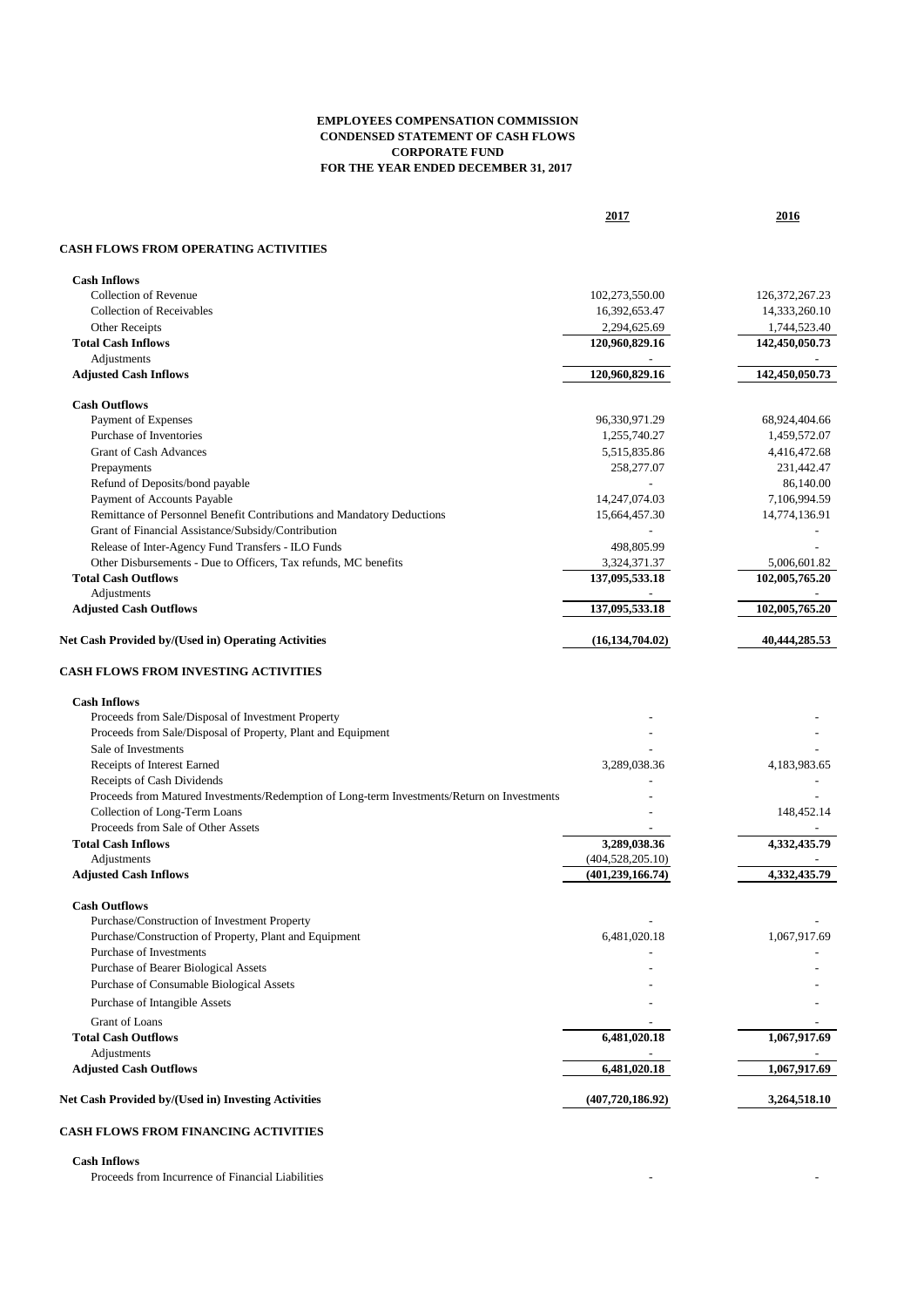**EMPLOYEES COMPENSATION COMMISSION**
**CONDENSED STATEMENT OF CASH FLOWS**
**CORPORATE FUND**
**FOR THE YEAR ENDED DECEMBER 31, 2017**

| | **2017** | **2016** |
|---|---|---|
| **CASH FLOWS FROM OPERATING ACTIVITIES** | | |
| **Cash Inflows** | | |
| Collection of Revenue | 102,273,550.00 | 126,372,267.23 |
| Collection of Receivables | 16,392,653.47 | 14,333,260.10 |
| Other Receipts | 2,294,625.69 | 1,744,523.40 |
| **Total Cash Inflows** | **120,960,829.16** | **142,450,050.73** |
| Adjustments | - | - |
| **Adjusted Cash Inflows** | **120,960,829.16** | **142,450,050.73** |
| **Cash Outflows** | | |
| Payment of Expenses | 96,330,971.29 | 68,924,404.66 |
| Purchase of Inventories | 1,255,740.27 | 1,459,572.07 |
| Grant of Cash Advances | 5,515,835.86 | 4,416,472.68 |
| Prepayments | 258,277.07 | 231,442.47 |
| Refund of Deposits/bond payable | - | 86,140.00 |
| Payment of Accounts Payable | 14,247,074.03 | 7,106,994.59 |
| Remittance of Personnel Benefit Contributions and Mandatory Deductions | 15,664,457.30 | 14,774,136.91 |
| Grant of Financial Assistance/Subsidy/Contribution | - | - |
| Release of Inter-Agency Fund Transfers - ILO Funds | 498,805.99 | - |
| Other Disbursements - Due to Officers, Tax refunds, MC benefits | 3,324,371.37 | 5,006,601.82 |
| **Total Cash Outflows** | **137,095,533.18** | **102,005,765.20** |
| Adjustments | - | - |
| **Adjusted Cash Outflows** | **137,095,533.18** | **102,005,765.20** |
| **Net Cash Provided by/(Used in) Operating Activities** | **(16,134,704.02)** | **40,444,285.53** |
| **CASH FLOWS FROM INVESTING ACTIVITIES** | | |
| **Cash Inflows** | | |
| Proceeds from Sale/Disposal of Investment Property | - | - |
| Proceeds from Sale/Disposal of Property, Plant and Equipment | - | - |
| Sale of Investments | - | - |
| Receipts of Interest Earned | 3,289,038.36 | 4,183,983.65 |
| Receipts of Cash Dividends | - | - |
| Proceeds from Matured Investments/Redemption of Long-term Investments/Return on Investments | - | - |
| Collection of Long-Term Loans | - | 148,452.14 |
| Proceeds from Sale of Other Assets | - | - |
| **Total Cash Inflows** | **3,289,038.36** | **4,332,435.79** |
| Adjustments | (404,528,205.10) | - |
| **Adjusted Cash Inflows** | **(401,239,166.74)** | **4,332,435.79** |
| **Cash Outflows** | | |
| Purchase/Construction of Investment Property | - | - |
| Purchase/Construction of Property, Plant and Equipment | 6,481,020.18 | 1,067,917.69 |
| Purchase of Investments | - | - |
| Purchase of Bearer Biological Assets | - | - |
| Purchase of Consumable Biological Assets | - | - |
| Purchase of Intangible Assets | - | - |
| Grant of Loans | - | - |
| **Total Cash Outflows** | **6,481,020.18** | **1,067,917.69** |
| Adjustments | - | - |
| **Adjusted Cash Outflows** | **6,481,020.18** | **1,067,917.69** |
| **Net Cash Provided by/(Used in) Investing Activities** | **(407,720,186.92)** | **3,264,518.10** |
| **CASH FLOWS FROM FINANCING ACTIVITIES** | | |
| **Cash Inflows** | | |
| Proceeds from Incurrence of Financial Liabilities | - | - |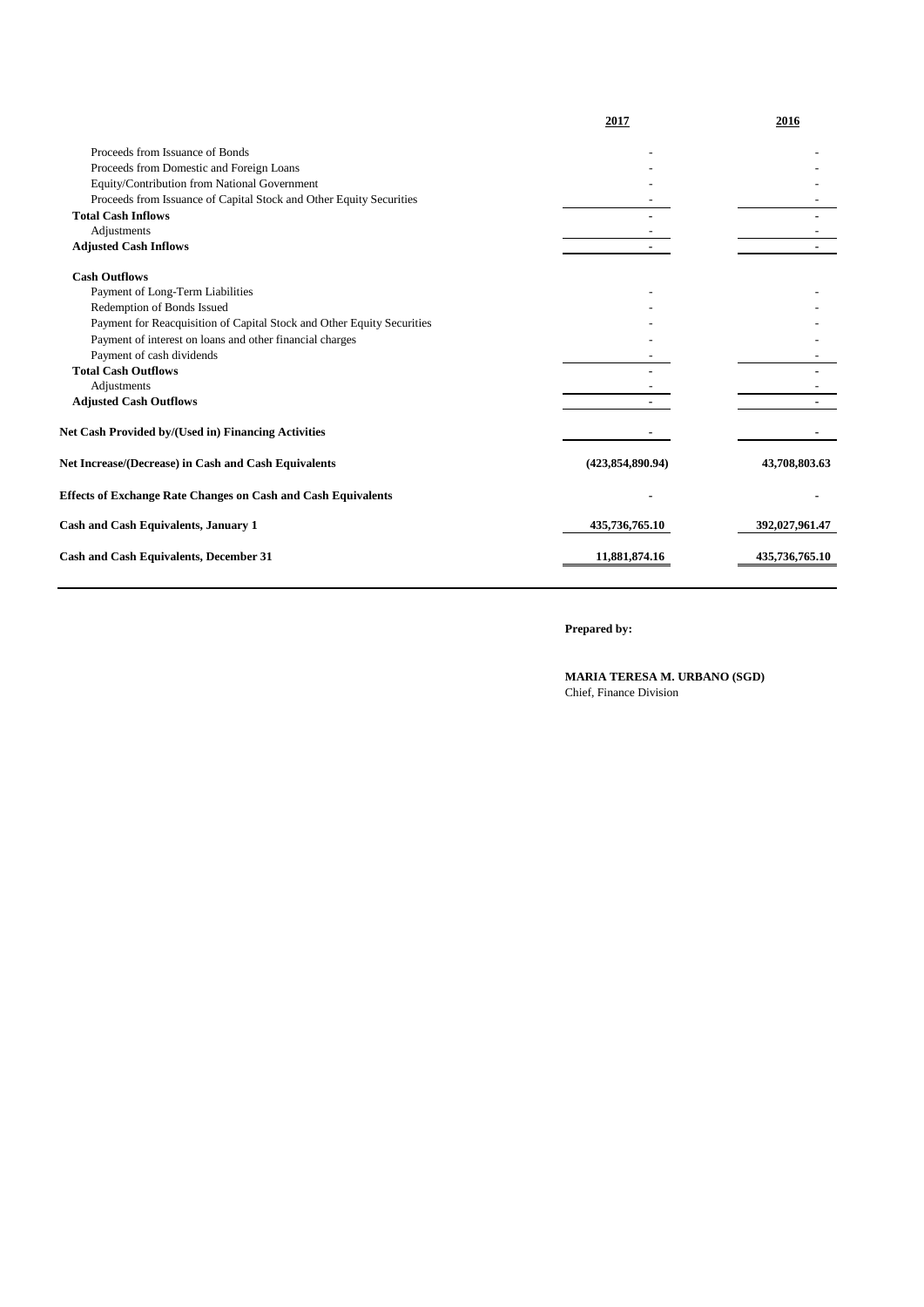| | 2017 | 2016 |
|---|---|---|
| Proceeds from Issuance of Bonds | - | - |
| Proceeds from Domestic and Foreign Loans | - | - |
| Equity/Contribution from National Government | - | - |
| Proceeds from Issuance of Capital Stock and Other Equity Securities | - | - |
| **Total Cash Inflows** | - | - |
| Adjustments | - | - |
| **Adjusted Cash Inflows** | - | - |
| **Cash Outflows** | | |
| Payment of Long-Term Liabilities | - | - |
| Redemption of Bonds Issued | - | - |
| Payment for Reacquisition of Capital Stock and Other Equity Securities | - | - |
| Payment of interest on loans and other financial charges | - | - |
| Payment of cash dividends | - | - |
| **Total Cash Outflows** | - | - |
| Adjustments | - | - |
| **Adjusted Cash Outflows** | - | - |
| **Net Cash Provided by/(Used in) Financing Activities** | - | - |
| **Net Increase/(Decrease) in Cash and Cash Equivalents** | **(423,854,890.94)** | **43,708,803.63** |
| **Effects of Exchange Rate Changes on Cash and Cash Equivalents** | - | - |
| **Cash and Cash Equivalents, January 1** | **435,736,765.10** | **392,027,961.47** |
| **Cash and Cash Equivalents, December 31** | **11,881,874.16** | **435,736,765.10** |

**Prepared by:**

**MARIA TERESA M. URBANO (SGD)**
Chief, Finance Division